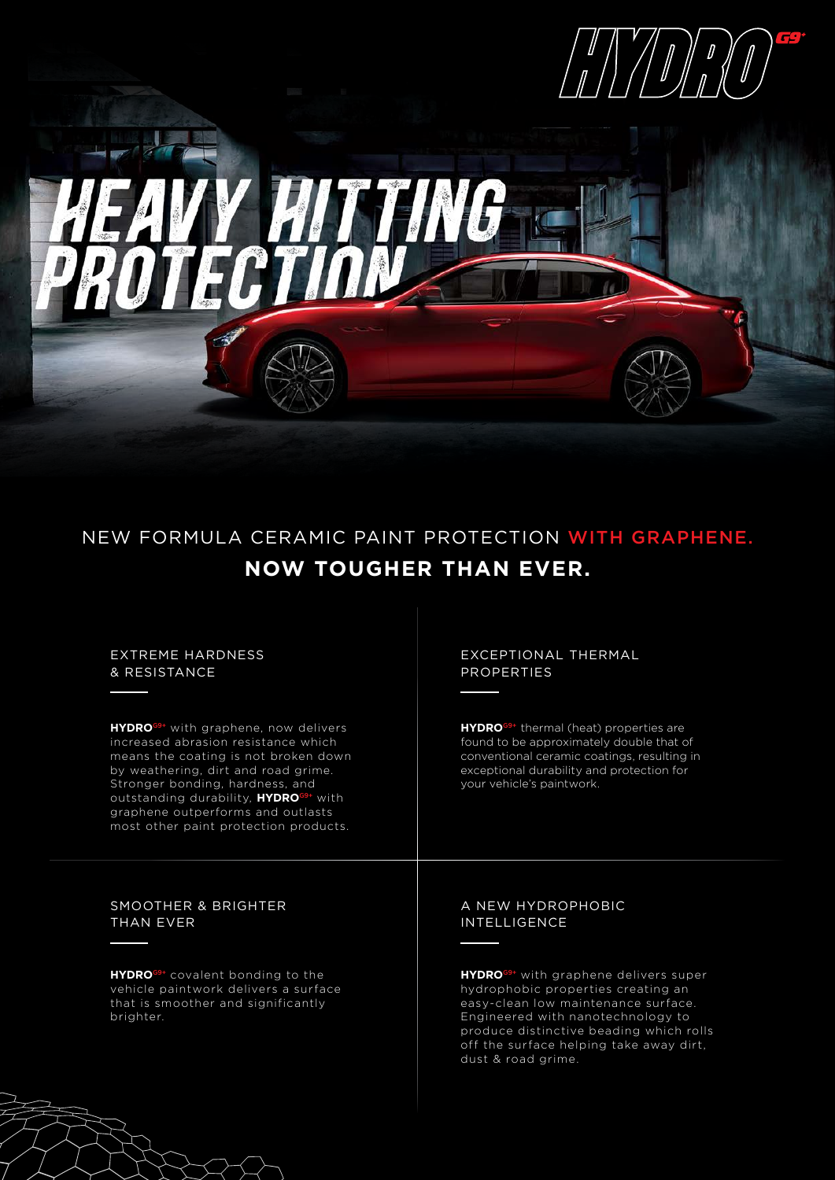# HYDRO G9+

# HEAVY HITTING PROTECTION

## NEW FORMULA CERAMIC PAINT PROTECTION WITH GRAPHENE.

## NOW TOUGHER THAN EVER.

### EXTREME HARDNESS & RESISTANCE

**HYDRO**G9+ with graphene, now delivers increased abrasion resistance which means the coating is not broken down by weathering, dirt and road grime. Stronger bonding, hardness, and outstanding durability, **HYDRO**G9+ with graphene outperforms and outlasts most other paint protection products.

### EXCEPTIONAL THERMAL PROPERTIES

**HYDRO**G9+ thermal (heat) properties are found to be approximately double that of conventional ceramic coatings, resulting in exceptional durability and protection for your vehicle's paintwork.

### SMOOTHER & BRIGHTER THAN EVER

**HYDRO**G9+ covalent bonding to the vehicle paintwork delivers a surface that is smoother and significantly brighter.

### A NEW HYDROPHOBIC INTELLIGENCE

**HYDRO**G9+ with graphene delivers super hydrophobic properties creating an easy-clean low maintenance surface. Engineered with nanotechnology to produce distinctive beading which rolls off the surface helping take away dirt, dust & road grime.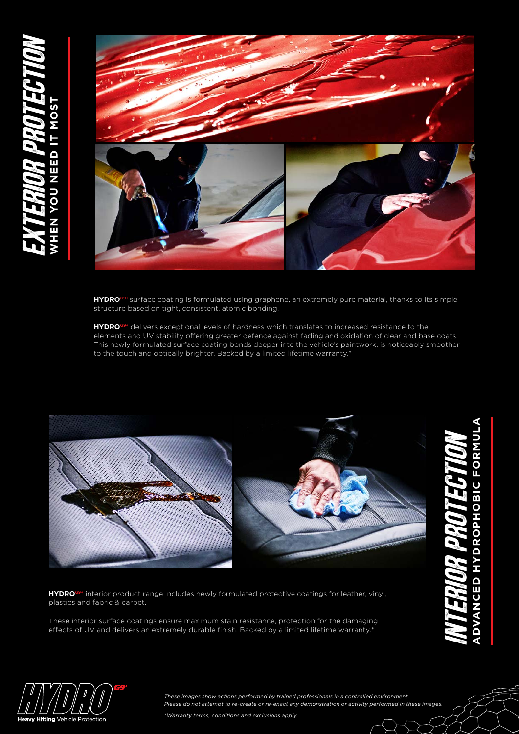# EXTERIOR PROTECTION

## WHEN YOU NEED IT MOST

**HYDRO**G9+ surface coating is formulated using graphene, an extremely pure material, thanks to its simple structure based on tight, consistent, atomic bonding.

**HYDRO**G9+ delivers exceptional levels of hardness which translates to increased resistance to the elements and UV stability offering greater defence against fading and oxidation of clear and base coats. This newly formulated surface coating bonds deeper into the vehicle's paintwork, is noticeably smoother to the touch and optically brighter. Backed by a limited lifetime warranty.*

# INTERIOR PROTECTION

## ADVANCED HYDROPHOBIC FORMULA

**HYDRO**G9+ interior product range includes newly formulated protective coatings for leather, vinyl, plastics and fabric & carpet.

These interior surface coatings ensure maximum stain resistance, protection for the damaging effects of UV and delivers an extremely durable finish. Backed by a limited lifetime warranty.*

HYDRO G9+

**Heavy Hitting** Vehicle Protection

*These images show actions performed by trained professionals in a controlled environment. Please do not attempt to re-create or re-enact any demonstration or activity performed in these images.*

*Warranty terms, conditions and exclusions apply.